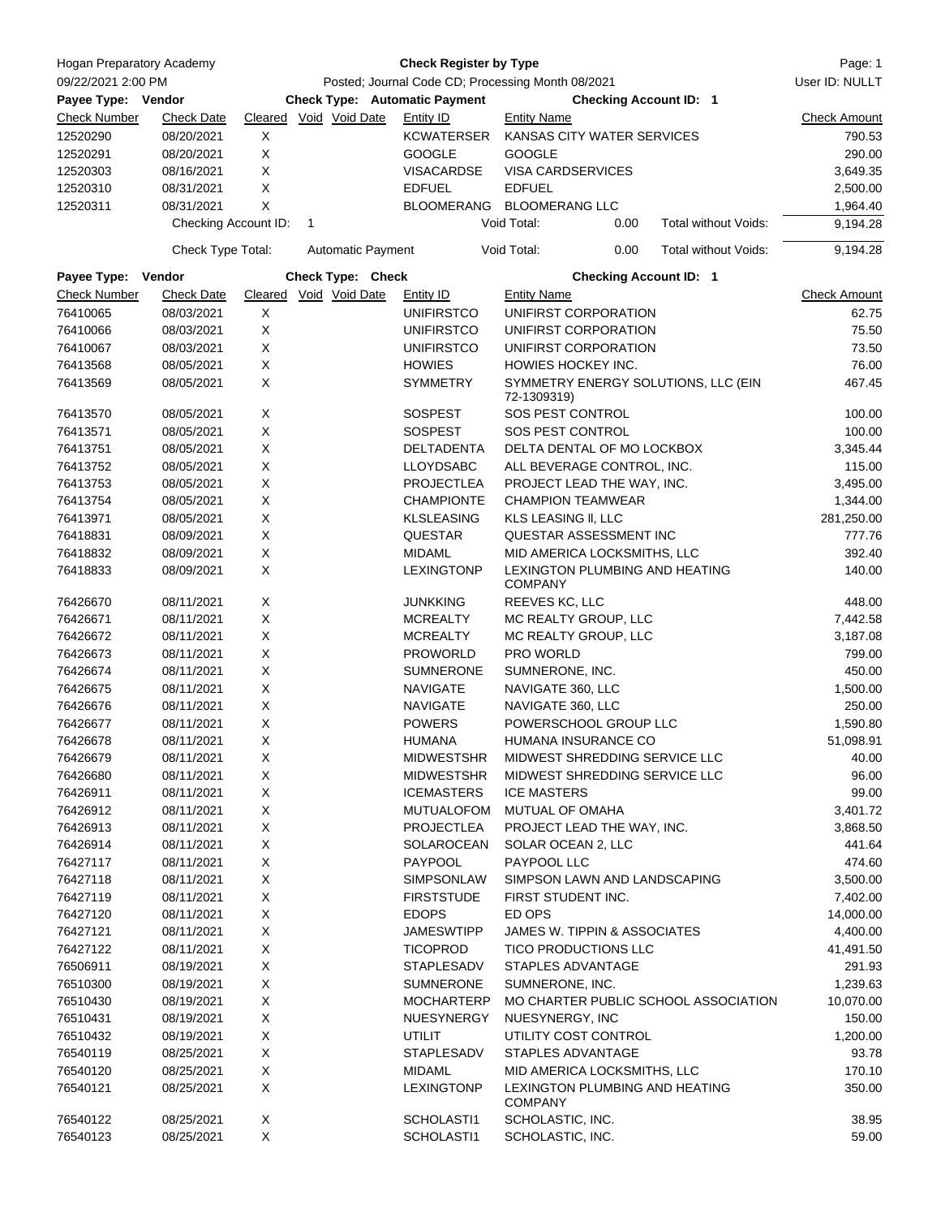Hogan Preparatory Academy — **Check Register by Type**

09/22/2021 2:00 PM — Posted; Journal Code CD; Processing Month 08/2021 — User ID: NULLT

**Payee Type: Vendor** — **Check Type: Automatic Payment** — **Checking Account ID: 1**

| Check Number | Check Date | Cleared | Void | Void Date | Entity ID | Entity Name | Check Amount |
|---|---|---|---|---|---|---|---|
| 12520290 | 08/20/2021 | X | | | KCWATERSER | KANSAS CITY WATER SERVICES | 790.53 |
| 12520291 | 08/20/2021 | X | | | GOOGLE | GOOGLE | 290.00 |
| 12520303 | 08/16/2021 | X | | | VISACARDSE | VISA CARDSERVICES | 3,649.35 |
| 12520310 | 08/31/2021 | X | | | EDFUEL | EDFUEL | 2,500.00 |
| 12520311 | 08/31/2021 | X | | | BLOOMERANG | BLOOMERANG LLC | 1,964.40 |

Checking Account ID: 1 — Void Total: 0.00 — Total without Voids: 9,194.28

Check Type Total: Automatic Payment — Void Total: 0.00 — Total without Voids: 9,194.28

**Payee Type: Vendor** — **Check Type: Check** — **Checking Account ID: 1**

| Check Number | Check Date | Cleared | Void | Void Date | Entity ID | Entity Name | Check Amount |
|---|---|---|---|---|---|---|---|
| 76410065 | 08/03/2021 | X | | | UNIFIRSTCO | UNIFIRST CORPORATION | 62.75 |
| 76410066 | 08/03/2021 | X | | | UNIFIRSTCO | UNIFIRST CORPORATION | 75.50 |
| 76410067 | 08/03/2021 | X | | | UNIFIRSTCO | UNIFIRST CORPORATION | 73.50 |
| 76413568 | 08/05/2021 | X | | | HOWIES | HOWIES HOCKEY INC. | 76.00 |
| 76413569 | 08/05/2021 | X | | | SYMMETRY | SYMMETRY ENERGY SOLUTIONS, LLC (EIN 72-1309319) | 467.45 |
| 76413570 | 08/05/2021 | X | | | SOSPEST | SOS PEST CONTROL | 100.00 |
| 76413571 | 08/05/2021 | X | | | SOSPEST | SOS PEST CONTROL | 100.00 |
| 76413751 | 08/05/2021 | X | | | DELTADENTA | DELTA DENTAL OF MO LOCKBOX | 3,345.44 |
| 76413752 | 08/05/2021 | X | | | LLOYDSABC | ALL BEVERAGE CONTROL, INC. | 115.00 |
| 76413753 | 08/05/2021 | X | | | PROJECTLEA | PROJECT LEAD THE WAY, INC. | 3,495.00 |
| 76413754 | 08/05/2021 | X | | | CHAMPIONTE | CHAMPION TEAMWEAR | 1,344.00 |
| 76413971 | 08/05/2021 | X | | | KLSLEASING | KLS LEASING II, LLC | 281,250.00 |
| 76418831 | 08/09/2021 | X | | | QUESTAR | QUESTAR ASSESSMENT INC | 777.76 |
| 76418832 | 08/09/2021 | X | | | MIDAML | MID AMERICA LOCKSMITHS, LLC | 392.40 |
| 76418833 | 08/09/2021 | X | | | LEXINGTONP | LEXINGTON PLUMBING AND HEATING COMPANY | 140.00 |
| 76426670 | 08/11/2021 | X | | | JUNKKING | REEVES KC, LLC | 448.00 |
| 76426671 | 08/11/2021 | X | | | MCREALTY | MC REALTY GROUP, LLC | 7,442.58 |
| 76426672 | 08/11/2021 | X | | | MCREALTY | MC REALTY GROUP, LLC | 3,187.08 |
| 76426673 | 08/11/2021 | X | | | PROWORLD | PRO WORLD | 799.00 |
| 76426674 | 08/11/2021 | X | | | SUMNERONE | SUMNERONE, INC. | 450.00 |
| 76426675 | 08/11/2021 | X | | | NAVIGATE | NAVIGATE 360, LLC | 1,500.00 |
| 76426676 | 08/11/2021 | X | | | NAVIGATE | NAVIGATE 360, LLC | 250.00 |
| 76426677 | 08/11/2021 | X | | | POWERS | POWERSCHOOL GROUP LLC | 1,590.80 |
| 76426678 | 08/11/2021 | X | | | HUMANA | HUMANA INSURANCE CO | 51,098.91 |
| 76426679 | 08/11/2021 | X | | | MIDWESTSHR | MIDWEST SHREDDING SERVICE LLC | 40.00 |
| 76426680 | 08/11/2021 | X | | | MIDWESTSHR | MIDWEST SHREDDING SERVICE LLC | 96.00 |
| 76426911 | 08/11/2021 | X | | | ICEMASTERS | ICE MASTERS | 99.00 |
| 76426912 | 08/11/2021 | X | | | MUTUALOFOM | MUTUAL OF OMAHA | 3,401.72 |
| 76426913 | 08/11/2021 | X | | | PROJECTLEA | PROJECT LEAD THE WAY, INC. | 3,868.50 |
| 76426914 | 08/11/2021 | X | | | SOLAROCEAN | SOLAR OCEAN 2, LLC | 441.64 |
| 76427117 | 08/11/2021 | X | | | PAYPOOL | PAYPOOL LLC | 474.60 |
| 76427118 | 08/11/2021 | X | | | SIMPSONLAW | SIMPSON LAWN AND LANDSCAPING | 3,500.00 |
| 76427119 | 08/11/2021 | X | | | FIRSTSTUDE | FIRST STUDENT INC. | 7,402.00 |
| 76427120 | 08/11/2021 | X | | | EDOPS | ED OPS | 14,000.00 |
| 76427121 | 08/11/2021 | X | | | JAMESWTIPP | JAMES W. TIPPIN & ASSOCIATES | 4,400.00 |
| 76427122 | 08/11/2021 | X | | | TICOPROD | TICO PRODUCTIONS LLC | 41,491.50 |
| 76506911 | 08/19/2021 | X | | | STAPLESADV | STAPLES ADVANTAGE | 291.93 |
| 76510300 | 08/19/2021 | X | | | SUMNERONE | SUMNERONE, INC. | 1,239.63 |
| 76510430 | 08/19/2021 | X | | | MOCHARTERP | MO CHARTER PUBLIC SCHOOL ASSOCIATION | 10,070.00 |
| 76510431 | 08/19/2021 | X | | | NUESYNERGY | NUESYNERGY, INC | 150.00 |
| 76510432 | 08/19/2021 | X | | | UTILIT | UTILITY COST CONTROL | 1,200.00 |
| 76540119 | 08/25/2021 | X | | | STAPLESADV | STAPLES ADVANTAGE | 93.78 |
| 76540120 | 08/25/2021 | X | | | MIDAML | MID AMERICA LOCKSMITHS, LLC | 170.10 |
| 76540121 | 08/25/2021 | X | | | LEXINGTONP | LEXINGTON PLUMBING AND HEATING COMPANY | 350.00 |
| 76540122 | 08/25/2021 | X | | | SCHOLASTI1 | SCHOLASTIC, INC. | 38.95 |
| 76540123 | 08/25/2021 | X | | | SCHOLASTI1 | SCHOLASTIC, INC. | 59.00 |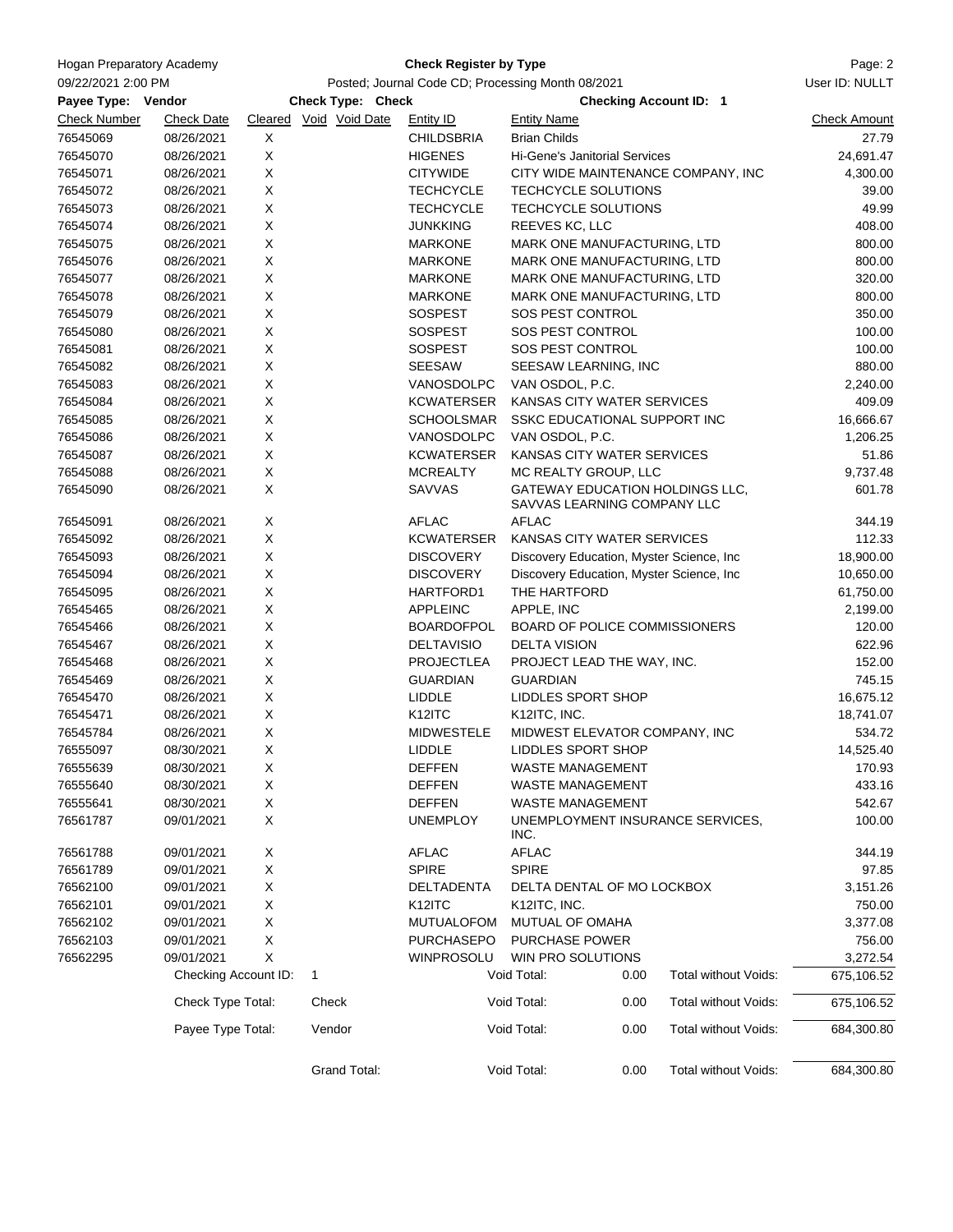Hogan Preparatory Academy

09/22/2021 2:00 PM

**Check Register by Type**

Posted; Journal Code CD; Processing Month 08/2021

User ID: NULLT

**Payee Type: Vendor** **Check Type: Check** **Checking Account ID: 1**

| Check Number | Check Date | Cleared | Void | Void Date | Entity ID | Entity Name | Check Amount |
|---|---|---|---|---|---|---|---|
| 76545069 | 08/26/2021 | X | | | CHILDSBRIA | Brian Childs | 27.79 |
| 76545070 | 08/26/2021 | X | | | HIGENES | Hi-Gene's Janitorial Services | 24,691.47 |
| 76545071 | 08/26/2021 | X | | | CITYWIDE | CITY WIDE MAINTENANCE COMPANY, INC | 4,300.00 |
| 76545072 | 08/26/2021 | X | | | TECHCYCLE | TECHCYCLE SOLUTIONS | 39.00 |
| 76545073 | 08/26/2021 | X | | | TECHCYCLE | TECHCYCLE SOLUTIONS | 49.99 |
| 76545074 | 08/26/2021 | X | | | JUNKKING | REEVES KC, LLC | 408.00 |
| 76545075 | 08/26/2021 | X | | | MARKONE | MARK ONE MANUFACTURING, LTD | 800.00 |
| 76545076 | 08/26/2021 | X | | | MARKONE | MARK ONE MANUFACTURING, LTD | 800.00 |
| 76545077 | 08/26/2021 | X | | | MARKONE | MARK ONE MANUFACTURING, LTD | 320.00 |
| 76545078 | 08/26/2021 | X | | | MARKONE | MARK ONE MANUFACTURING, LTD | 800.00 |
| 76545079 | 08/26/2021 | X | | | SOSPEST | SOS PEST CONTROL | 350.00 |
| 76545080 | 08/26/2021 | X | | | SOSPEST | SOS PEST CONTROL | 100.00 |
| 76545081 | 08/26/2021 | X | | | SOSPEST | SOS PEST CONTROL | 100.00 |
| 76545082 | 08/26/2021 | X | | | SEESAW | SEESAW LEARNING, INC | 880.00 |
| 76545083 | 08/26/2021 | X | | | VANOSDOLPC | VAN OSDOL, P.C. | 2,240.00 |
| 76545084 | 08/26/2021 | X | | | KCWATERSER | KANSAS CITY WATER SERVICES | 409.09 |
| 76545085 | 08/26/2021 | X | | | SCHOOLSMAR | SSKC EDUCATIONAL SUPPORT INC | 16,666.67 |
| 76545086 | 08/26/2021 | X | | | VANOSDOLPC | VAN OSDOL, P.C. | 1,206.25 |
| 76545087 | 08/26/2021 | X | | | KCWATERSER | KANSAS CITY WATER SERVICES | 51.86 |
| 76545088 | 08/26/2021 | X | | | MCREALTY | MC REALTY GROUP, LLC | 9,737.48 |
| 76545090 | 08/26/2021 | X | | | SAVVAS | GATEWAY EDUCATION HOLDINGS LLC, SAVVAS LEARNING COMPANY LLC | 601.78 |
| 76545091 | 08/26/2021 | X | | | AFLAC | AFLAC | 344.19 |
| 76545092 | 08/26/2021 | X | | | KCWATERSER | KANSAS CITY WATER SERVICES | 112.33 |
| 76545093 | 08/26/2021 | X | | | DISCOVERY | Discovery Education, Myster Science, Inc | 18,900.00 |
| 76545094 | 08/26/2021 | X | | | DISCOVERY | Discovery Education, Myster Science, Inc | 10,650.00 |
| 76545095 | 08/26/2021 | X | | | HARTFORD1 | THE HARTFORD | 61,750.00 |
| 76545465 | 08/26/2021 | X | | | APPLEINC | APPLE, INC | 2,199.00 |
| 76545466 | 08/26/2021 | X | | | BOARDOFPOL | BOARD OF POLICE COMMISSIONERS | 120.00 |
| 76545467 | 08/26/2021 | X | | | DELTAVISIO | DELTA VISION | 622.96 |
| 76545468 | 08/26/2021 | X | | | PROJECTLEA | PROJECT LEAD THE WAY, INC. | 152.00 |
| 76545469 | 08/26/2021 | X | | | GUARDIAN | GUARDIAN | 745.15 |
| 76545470 | 08/26/2021 | X | | | LIDDLE | LIDDLES SPORT SHOP | 16,675.12 |
| 76545471 | 08/26/2021 | X | | | K12ITC | K12ITC, INC. | 18,741.07 |
| 76545784 | 08/26/2021 | X | | | MIDWESTELE | MIDWEST ELEVATOR COMPANY, INC | 534.72 |
| 76555097 | 08/30/2021 | X | | | LIDDLE | LIDDLES SPORT SHOP | 14,525.40 |
| 76555639 | 08/30/2021 | X | | | DEFFEN | WASTE MANAGEMENT | 170.93 |
| 76555640 | 08/30/2021 | X | | | DEFFEN | WASTE MANAGEMENT | 433.16 |
| 76555641 | 08/30/2021 | X | | | DEFFEN | WASTE MANAGEMENT | 542.67 |
| 76561787 | 09/01/2021 | X | | | UNEMPLOY | UNEMPLOYMENT INSURANCE SERVICES, INC. | 100.00 |
| 76561788 | 09/01/2021 | X | | | AFLAC | AFLAC | 344.19 |
| 76561789 | 09/01/2021 | X | | | SPIRE | SPIRE | 97.85 |
| 76562100 | 09/01/2021 | X | | | DELTADENTA | DELTA DENTAL OF MO LOCKBOX | 3,151.26 |
| 76562101 | 09/01/2021 | X | | | K12ITC | K12ITC, INC. | 750.00 |
| 76562102 | 09/01/2021 | X | | | MUTUALOFOM | MUTUAL OF OMAHA | 3,377.08 |
| 76562103 | 09/01/2021 | X | | | PURCHASEPO | PURCHASE POWER | 756.00 |
| 76562295 | 09/01/2021 | X | | | WINPROSOLU | WIN PRO SOLUTIONS | 3,272.54 |

| | | | | |
|---|---|---|---|---|
| Checking Account ID: | 1 | Void Total: 0.00 | Total without Voids: | 675,106.52 |
| Check Type Total: | Check | Void Total: 0.00 | Total without Voids: | 675,106.52 |
| Payee Type Total: | Vendor | Void Total: 0.00 | Total without Voids: | 684,300.80 |
| | Grand Total: | Void Total: 0.00 | Total without Voids: | 684,300.80 |